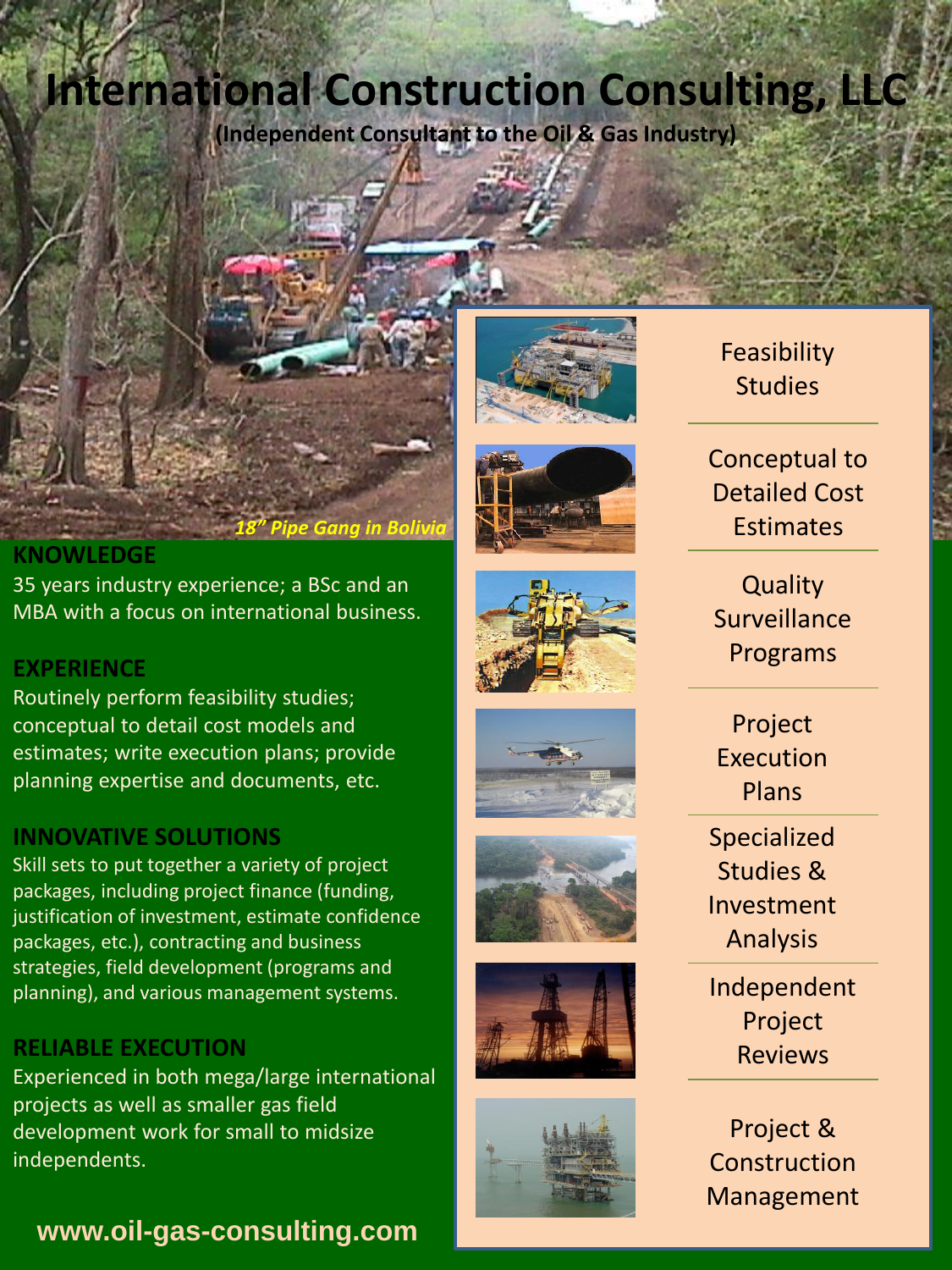# International Construction Consulting, LLC

**(Independent Consultant to the Oil & Gas Industry)**

*18" Pipe Gang in Bolivia*

## KNOWLEDGE

35 years industry experience; a BSc and an MBA with a focus on international business.

## EXPERIENCE

Routinely perform feasibility studies; conceptual to detail cost models and estimates; write execution plans; provide planning expertise and documents, etc.

## INNOVATIVE SOLUTIONS

Skill sets to put together a variety of project packages, including project finance (funding, justification of investment, estimate confidence packages, etc.), contracting and business strategies, field development (programs and planning), and various management systems.

## RELIABLE EXECUTION

Experienced in both mega/large international projects as well as smaller gas field development work for small to midsize independents.

**www.oil-gas-consulting.com**

- Feasibility Studies
- Conceptual to Detailed Cost Estimates
- Quality Surveillance Programs
- Project Execution Plans
- Specialized Studies & Investment Analysis
- Independent Project Reviews
- Project & Construction Management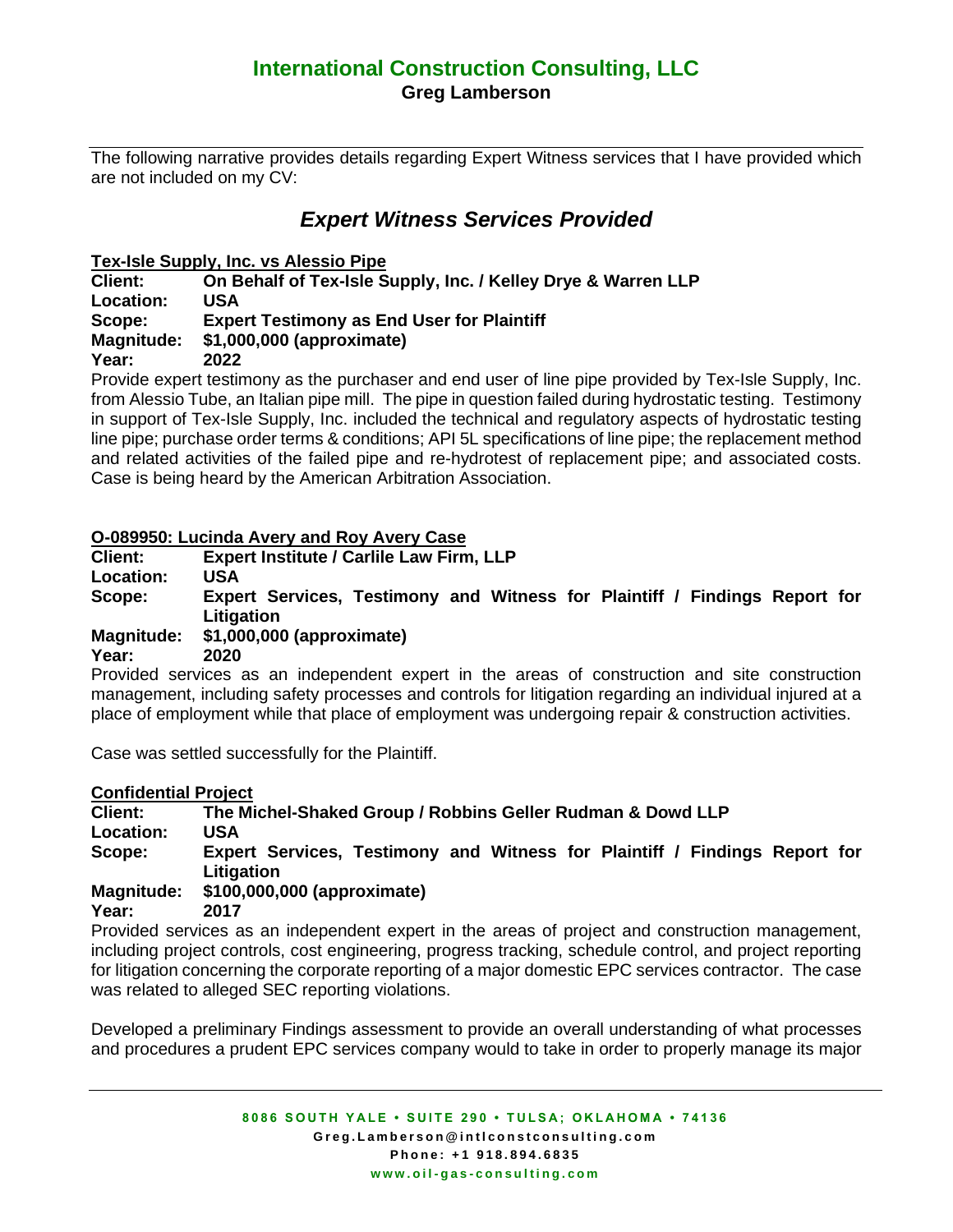# International Construction Consulting, LLC

**Greg Lamberson**

The following narrative provides details regarding Expert Witness services that I have provided which are not included on my CV:

## *Expert Witness Services Provided*

**Tex-Isle Supply, Inc. vs Alessio Pipe**

**Client:** **On Behalf of Tex-Isle Supply, Inc. / Kelley Drye & Warren LLP**
**Location:** **USA**
**Scope:** **Expert Testimony as End User for Plaintiff**
**Magnitude:** **$1,000,000 (approximate)**
**Year:** **2022**

Provide expert testimony as the purchaser and end user of line pipe provided by Tex-Isle Supply, Inc. from Alessio Tube, an Italian pipe mill. The pipe in question failed during hydrostatic testing. Testimony in support of Tex-Isle Supply, Inc. included the technical and regulatory aspects of hydrostatic testing line pipe; purchase order terms & conditions; API 5L specifications of line pipe; the replacement method and related activities of the failed pipe and re-hydrotest of replacement pipe; and associated costs. Case is being heard by the American Arbitration Association.

**O-089950: Lucinda Avery and Roy Avery Case**

**Client:** **Expert Institute / Carlile Law Firm, LLP**
**Location:** **USA**
**Scope:** **Expert Services, Testimony and Witness for Plaintiff / Findings Report for Litigation**
**Magnitude:** **$1,000,000 (approximate)**
**Year:** **2020**

Provided services as an independent expert in the areas of construction and site construction management, including safety processes and controls for litigation regarding an individual injured at a place of employment while that place of employment was undergoing repair & construction activities.

Case was settled successfully for the Plaintiff.

**Confidential Project**

**Client:** **The Michel-Shaked Group / Robbins Geller Rudman & Dowd LLP**
**Location:** **USA**
**Scope:** **Expert Services, Testimony and Witness for Plaintiff / Findings Report for Litigation**
**Magnitude:** **$100,000,000 (approximate)**
**Year:** **2017**

Provided services as an independent expert in the areas of project and construction management, including project controls, cost engineering, progress tracking, schedule control, and project reporting for litigation concerning the corporate reporting of a major domestic EPC services contractor. The case was related to alleged SEC reporting violations.

Developed a preliminary Findings assessment to provide an overall understanding of what processes and procedures a prudent EPC services company would to take in order to properly manage its major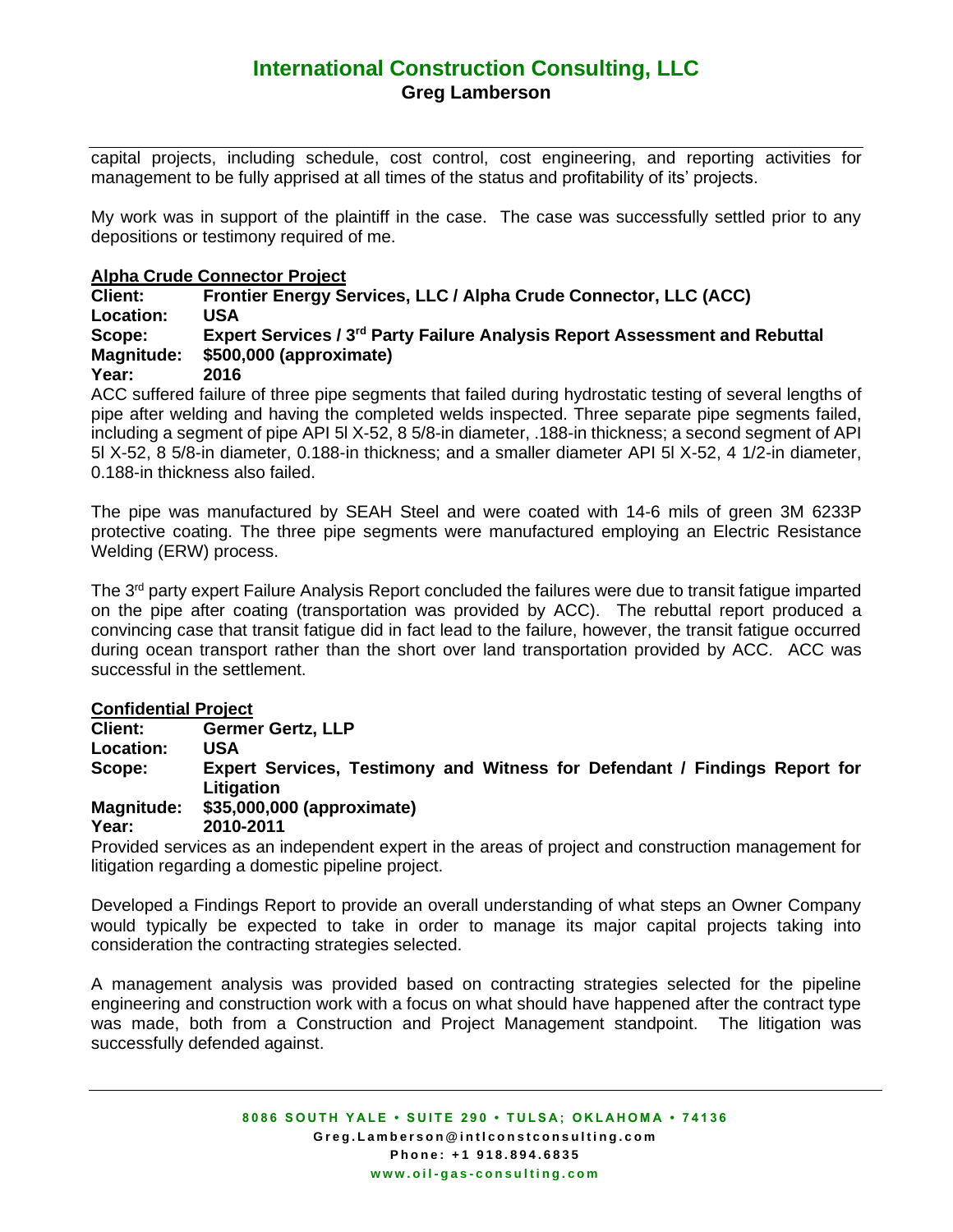capital projects, including schedule, cost control, cost engineering, and reporting activities for management to be fully apprised at all times of the status and profitability of its' projects.

My work was in support of the plaintiff in the case. The case was successfully settled prior to any depositions or testimony required of me.

**Alpha Crude Connector Project**

**Client:** **Frontier Energy Services, LLC / Alpha Crude Connector, LLC (ACC)**
**Location:** **USA**
**Scope:** **Expert Services / 3rd Party Failure Analysis Report Assessment and Rebuttal**
**Magnitude:** **$500,000 (approximate)**
**Year:** **2016**

ACC suffered failure of three pipe segments that failed during hydrostatic testing of several lengths of pipe after welding and having the completed welds inspected. Three separate pipe segments failed, including a segment of pipe API 5l X-52, 8 5/8-in diameter, .188-in thickness; a second segment of API 5l X-52, 8 5/8-in diameter, 0.188-in thickness; and a smaller diameter API 5l X-52, 4 1/2-in diameter, 0.188-in thickness also failed.

The pipe was manufactured by SEAH Steel and were coated with 14-6 mils of green 3M 6233P protective coating. The three pipe segments were manufactured employing an Electric Resistance Welding (ERW) process.

The 3rd party expert Failure Analysis Report concluded the failures were due to transit fatigue imparted on the pipe after coating (transportation was provided by ACC). The rebuttal report produced a convincing case that transit fatigue did in fact lead to the failure, however, the transit fatigue occurred during ocean transport rather than the short over land transportation provided by ACC. ACC was successful in the settlement.

**Confidential Project**

**Client:** **Germer Gertz, LLP**
**Location:** **USA**
**Scope:** **Expert Services, Testimony and Witness for Defendant / Findings Report for Litigation**
**Magnitude:** **$35,000,000 (approximate)**
**Year:** **2010-2011**

Provided services as an independent expert in the areas of project and construction management for litigation regarding a domestic pipeline project.

Developed a Findings Report to provide an overall understanding of what steps an Owner Company would typically be expected to take in order to manage its major capital projects taking into consideration the contracting strategies selected.

A management analysis was provided based on contracting strategies selected for the pipeline engineering and construction work with a focus on what should have happened after the contract type was made, both from a Construction and Project Management standpoint. The litigation was successfully defended against.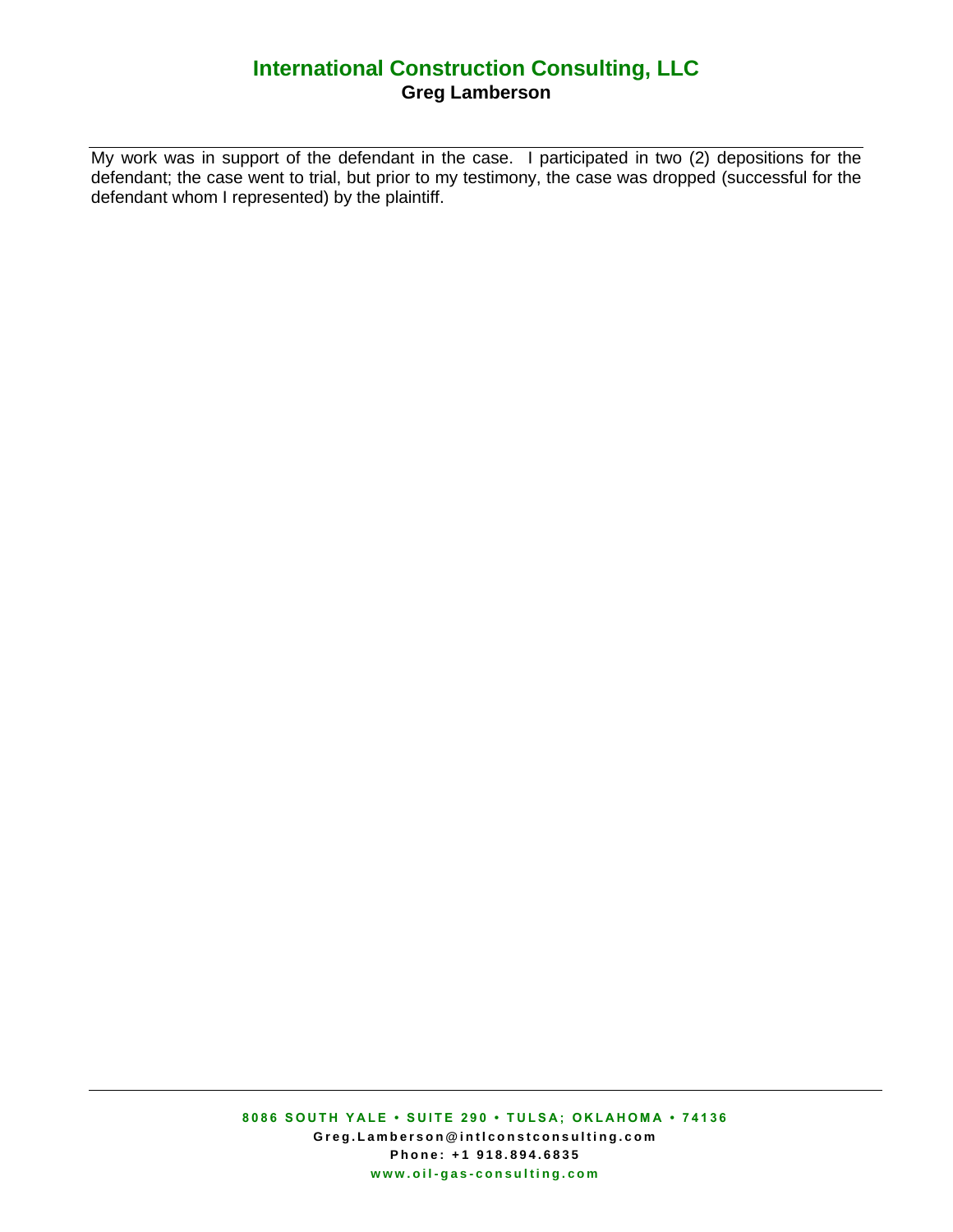My work was in support of the defendant in the case. I participated in two (2) depositions for the defendant; the case went to trial, but prior to my testimony, the case was dropped (successful for the defendant whom I represented) by the plaintiff.